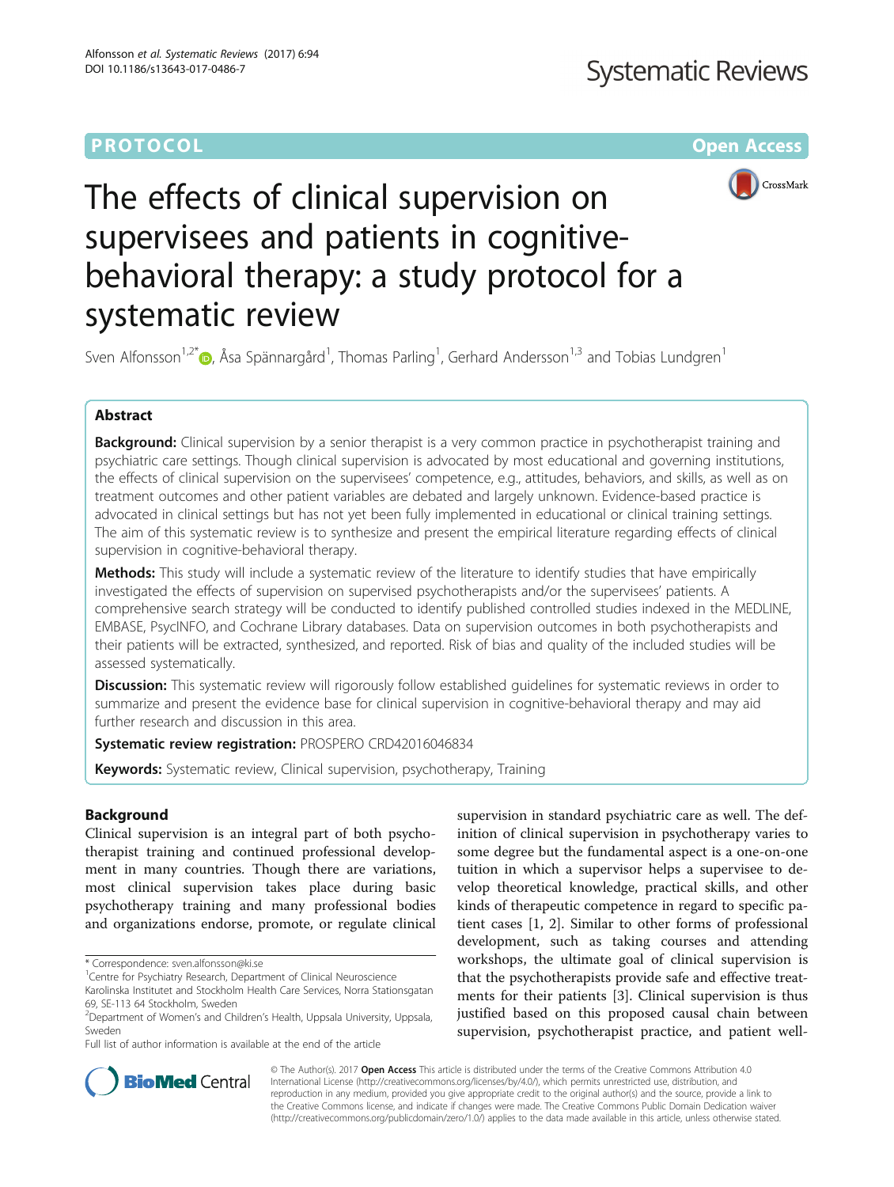PROTOCOL Open Access

# The effects of clinical supervision on supervisees and patients in cognitive-behavioral therapy: a study protocol for a systematic review

Sven Alfonsson[1,2*], Åsa Spännargård[1], Thomas Parling[1], Gerhard Andersson[1,3] and Tobias Lundgren[1]

## Abstract

**Background:** Clinical supervision by a senior therapist is a very common practice in psychotherapist training and psychiatric care settings. Though clinical supervision is advocated by most educational and governing institutions, the effects of clinical supervision on the supervisees' competence, e.g., attitudes, behaviors, and skills, as well as on treatment outcomes and other patient variables are debated and largely unknown. Evidence-based practice is advocated in clinical settings but has not yet been fully implemented in educational or clinical training settings. The aim of this systematic review is to synthesize and present the empirical literature regarding effects of clinical supervision in cognitive-behavioral therapy.

**Methods:** This study will include a systematic review of the literature to identify studies that have empirically investigated the effects of supervision on supervised psychotherapists and/or the supervisees' patients. A comprehensive search strategy will be conducted to identify published controlled studies indexed in the MEDLINE, EMBASE, PsycINFO, and Cochrane Library databases. Data on supervision outcomes in both psychotherapists and their patients will be extracted, synthesized, and reported. Risk of bias and quality of the included studies will be assessed systematically.

**Discussion:** This systematic review will rigorously follow established guidelines for systematic reviews in order to summarize and present the evidence base for clinical supervision in cognitive-behavioral therapy and may aid further research and discussion in this area.

**Systematic review registration:** PROSPERO CRD42016046834

**Keywords:** Systematic review, Clinical supervision, psychotherapy, Training

## Background

Clinical supervision is an integral part of both psychotherapist training and continued professional development in many countries. Though there are variations, most clinical supervision takes place during basic psychotherapy training and many professional bodies and organizations endorse, promote, or regulate clinical supervision in standard psychiatric care as well. The definition of clinical supervision in psychotherapy varies to some degree but the fundamental aspect is a one-on-one tuition in which a supervisor helps a supervisee to develop theoretical knowledge, practical skills, and other kinds of therapeutic competence in regard to specific patient cases [1, 2]. Similar to other forms of professional development, such as taking courses and attending workshops, the ultimate goal of clinical supervision is that the psychotherapists provide safe and effective treatments for their patients [3]. Clinical supervision is thus justified based on this proposed causal chain between supervision, psychotherapist practice, and patient well-

\* Correspondence: sven.alfonsson@ki.se

[1]Centre for Psychiatry Research, Department of Clinical Neuroscience Karolinska Institutet and Stockholm Health Care Services, Norra Stationsgatan 69, SE-113 64 Stockholm, Sweden

[2]Department of Women's and Children's Health, Uppsala University, Uppsala, Sweden

Full list of author information is available at the end of the article

© The Author(s). 2017 **Open Access** This article is distributed under the terms of the Creative Commons Attribution 4.0 International License (http://creativecommons.org/licenses/by/4.0/), which permits unrestricted use, distribution, and reproduction in any medium, provided you give appropriate credit to the original author(s) and the source, provide a link to the Creative Commons license, and indicate if changes were made. The Creative Commons Public Domain Dedication waiver (http://creativecommons.org/publicdomain/zero/1.0/) applies to the data made available in this article, unless otherwise stated.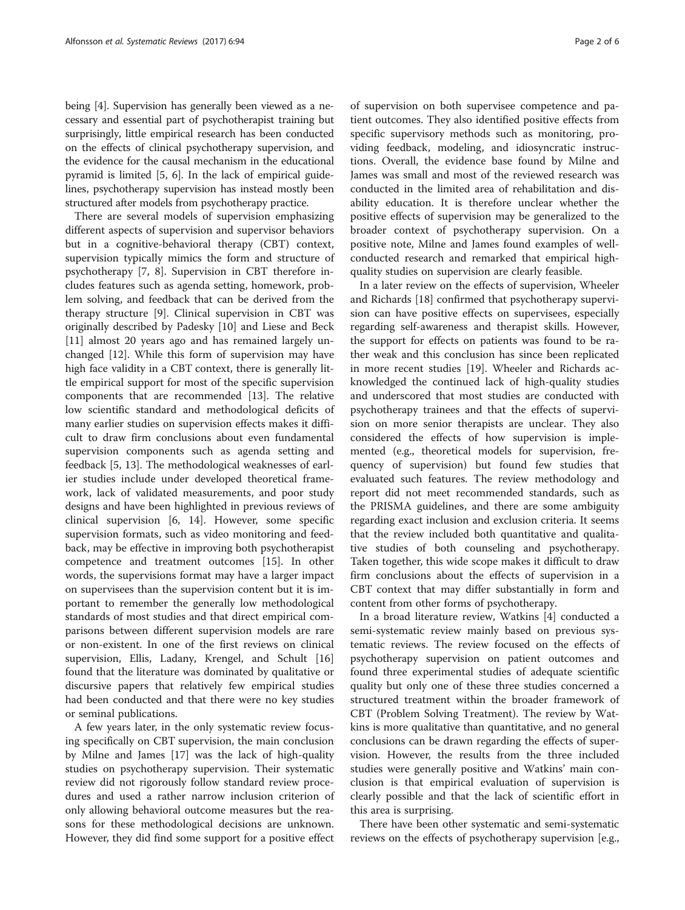being [4]. Supervision has generally been viewed as a necessary and essential part of psychotherapist training but surprisingly, little empirical research has been conducted on the effects of clinical psychotherapy supervision, and the evidence for the causal mechanism in the educational pyramid is limited [5, 6]. In the lack of empirical guidelines, psychotherapy supervision has instead mostly been structured after models from psychotherapy practice.

There are several models of supervision emphasizing different aspects of supervision and supervisor behaviors but in a cognitive-behavioral therapy (CBT) context, supervision typically mimics the form and structure of psychotherapy [7, 8]. Supervision in CBT therefore includes features such as agenda setting, homework, problem solving, and feedback that can be derived from the therapy structure [9]. Clinical supervision in CBT was originally described by Padesky [10] and Liese and Beck [11] almost 20 years ago and has remained largely unchanged [12]. While this form of supervision may have high face validity in a CBT context, there is generally little empirical support for most of the specific supervision components that are recommended [13]. The relative low scientific standard and methodological deficits of many earlier studies on supervision effects makes it difficult to draw firm conclusions about even fundamental supervision components such as agenda setting and feedback [5, 13]. The methodological weaknesses of earlier studies include under developed theoretical framework, lack of validated measurements, and poor study designs and have been highlighted in previous reviews of clinical supervision [6, 14]. However, some specific supervision formats, such as video monitoring and feedback, may be effective in improving both psychotherapist competence and treatment outcomes [15]. In other words, the supervisions format may have a larger impact on supervisees than the supervision content but it is important to remember the generally low methodological standards of most studies and that direct empirical comparisons between different supervision models are rare or non-existent. In one of the first reviews on clinical supervision, Ellis, Ladany, Krengel, and Schult [16] found that the literature was dominated by qualitative or discursive papers that relatively few empirical studies had been conducted and that there were no key studies or seminal publications.

A few years later, in the only systematic review focusing specifically on CBT supervision, the main conclusion by Milne and James [17] was the lack of high-quality studies on psychotherapy supervision. Their systematic review did not rigorously follow standard review procedures and used a rather narrow inclusion criterion of only allowing behavioral outcome measures but the reasons for these methodological decisions are unknown. However, they did find some support for a positive effect of supervision on both supervisee competence and patient outcomes. They also identified positive effects from specific supervisory methods such as monitoring, providing feedback, modeling, and idiosyncratic instructions. Overall, the evidence base found by Milne and James was small and most of the reviewed research was conducted in the limited area of rehabilitation and disability education. It is therefore unclear whether the positive effects of supervision may be generalized to the broader context of psychotherapy supervision. On a positive note, Milne and James found examples of well-conducted research and remarked that empirical high-quality studies on supervision are clearly feasible.

In a later review on the effects of supervision, Wheeler and Richards [18] confirmed that psychotherapy supervision can have positive effects on supervisees, especially regarding self-awareness and therapist skills. However, the support for effects on patients was found to be rather weak and this conclusion has since been replicated in more recent studies [19]. Wheeler and Richards acknowledged the continued lack of high-quality studies and underscored that most studies are conducted with psychotherapy trainees and that the effects of supervision on more senior therapists are unclear. They also considered the effects of how supervision is implemented (e.g., theoretical models for supervision, frequency of supervision) but found few studies that evaluated such features. The review methodology and report did not meet recommended standards, such as the PRISMA guidelines, and there are some ambiguity regarding exact inclusion and exclusion criteria. It seems that the review included both quantitative and qualitative studies of both counseling and psychotherapy. Taken together, this wide scope makes it difficult to draw firm conclusions about the effects of supervision in a CBT context that may differ substantially in form and content from other forms of psychotherapy.

In a broad literature review, Watkins [4] conducted a semi-systematic review mainly based on previous systematic reviews. The review focused on the effects of psychotherapy supervision on patient outcomes and found three experimental studies of adequate scientific quality but only one of these three studies concerned a structured treatment within the broader framework of CBT (Problem Solving Treatment). The review by Watkins is more qualitative than quantitative, and no general conclusions can be drawn regarding the effects of supervision. However, the results from the three included studies were generally positive and Watkins' main conclusion is that empirical evaluation of supervision is clearly possible and that the lack of scientific effort in this area is surprising.

There have been other systematic and semi-systematic reviews on the effects of psychotherapy supervision [e.g.,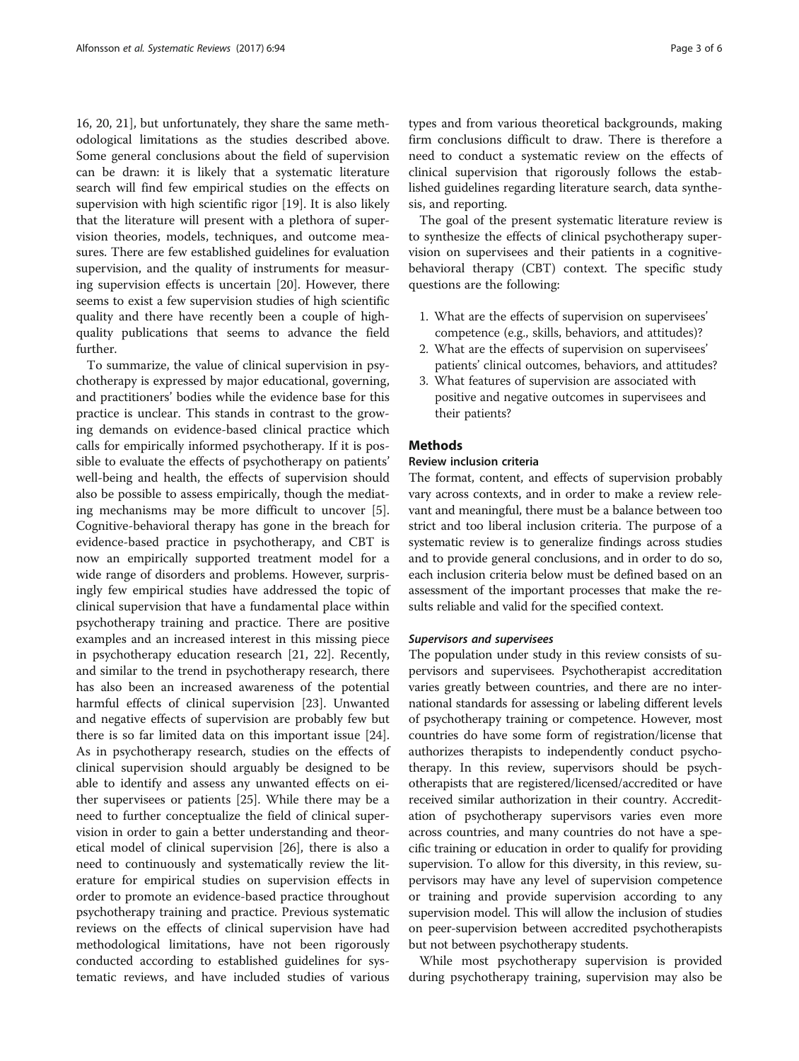16, 20, 21], but unfortunately, they share the same methodological limitations as the studies described above. Some general conclusions about the field of supervision can be drawn: it is likely that a systematic literature search will find few empirical studies on the effects on supervision with high scientific rigor [19]. It is also likely that the literature will present with a plethora of supervision theories, models, techniques, and outcome measures. There are few established guidelines for evaluation supervision, and the quality of instruments for measuring supervision effects is uncertain [20]. However, there seems to exist a few supervision studies of high scientific quality and there have recently been a couple of high-quality publications that seems to advance the field further.

To summarize, the value of clinical supervision in psychotherapy is expressed by major educational, governing, and practitioners' bodies while the evidence base for this practice is unclear. This stands in contrast to the growing demands on evidence-based clinical practice which calls for empirically informed psychotherapy. If it is possible to evaluate the effects of psychotherapy on patients' well-being and health, the effects of supervision should also be possible to assess empirically, though the mediating mechanisms may be more difficult to uncover [5]. Cognitive-behavioral therapy has gone in the breach for evidence-based practice in psychotherapy, and CBT is now an empirically supported treatment model for a wide range of disorders and problems. However, surprisingly few empirical studies have addressed the topic of clinical supervision that have a fundamental place within psychotherapy training and practice. There are positive examples and an increased interest in this missing piece in psychotherapy education research [21, 22]. Recently, and similar to the trend in psychotherapy research, there has also been an increased awareness of the potential harmful effects of clinical supervision [23]. Unwanted and negative effects of supervision are probably few but there is so far limited data on this important issue [24]. As in psychotherapy research, studies on the effects of clinical supervision should arguably be designed to be able to identify and assess any unwanted effects on either supervisees or patients [25]. While there may be a need to further conceptualize the field of clinical supervision in order to gain a better understanding and theoretical model of clinical supervision [26], there is also a need to continuously and systematically review the literature for empirical studies on supervision effects in order to promote an evidence-based practice throughout psychotherapy training and practice. Previous systematic reviews on the effects of clinical supervision have had methodological limitations, have not been rigorously conducted according to established guidelines for systematic reviews, and have included studies of various types and from various theoretical backgrounds, making firm conclusions difficult to draw. There is therefore a need to conduct a systematic review on the effects of clinical supervision that rigorously follows the established guidelines regarding literature search, data synthesis, and reporting.

The goal of the present systematic literature review is to synthesize the effects of clinical psychotherapy supervision on supervisees and their patients in a cognitive-behavioral therapy (CBT) context. The specific study questions are the following:

1. What are the effects of supervision on supervisees' competence (e.g., skills, behaviors, and attitudes)?
2. What are the effects of supervision on supervisees' patients' clinical outcomes, behaviors, and attitudes?
3. What features of supervision are associated with positive and negative outcomes in supervisees and their patients?

## Methods

### Review inclusion criteria

The format, content, and effects of supervision probably vary across contexts, and in order to make a review relevant and meaningful, there must be a balance between too strict and too liberal inclusion criteria. The purpose of a systematic review is to generalize findings across studies and to provide general conclusions, and in order to do so, each inclusion criteria below must be defined based on an assessment of the important processes that make the results reliable and valid for the specified context.

#### *Supervisors and supervisees*

The population under study in this review consists of supervisors and supervisees. Psychotherapist accreditation varies greatly between countries, and there are no international standards for assessing or labeling different levels of psychotherapy training or competence. However, most countries do have some form of registration/license that authorizes therapists to independently conduct psychotherapy. In this review, supervisors should be psychotherapists that are registered/licensed/accredited or have received similar authorization in their country. Accreditation of psychotherapy supervisors varies even more across countries, and many countries do not have a specific training or education in order to qualify for providing supervision. To allow for this diversity, in this review, supervisors may have any level of supervision competence or training and provide supervision according to any supervision model. This will allow the inclusion of studies on peer-supervision between accredited psychotherapists but not between psychotherapy students.

While most psychotherapy supervision is provided during psychotherapy training, supervision may also be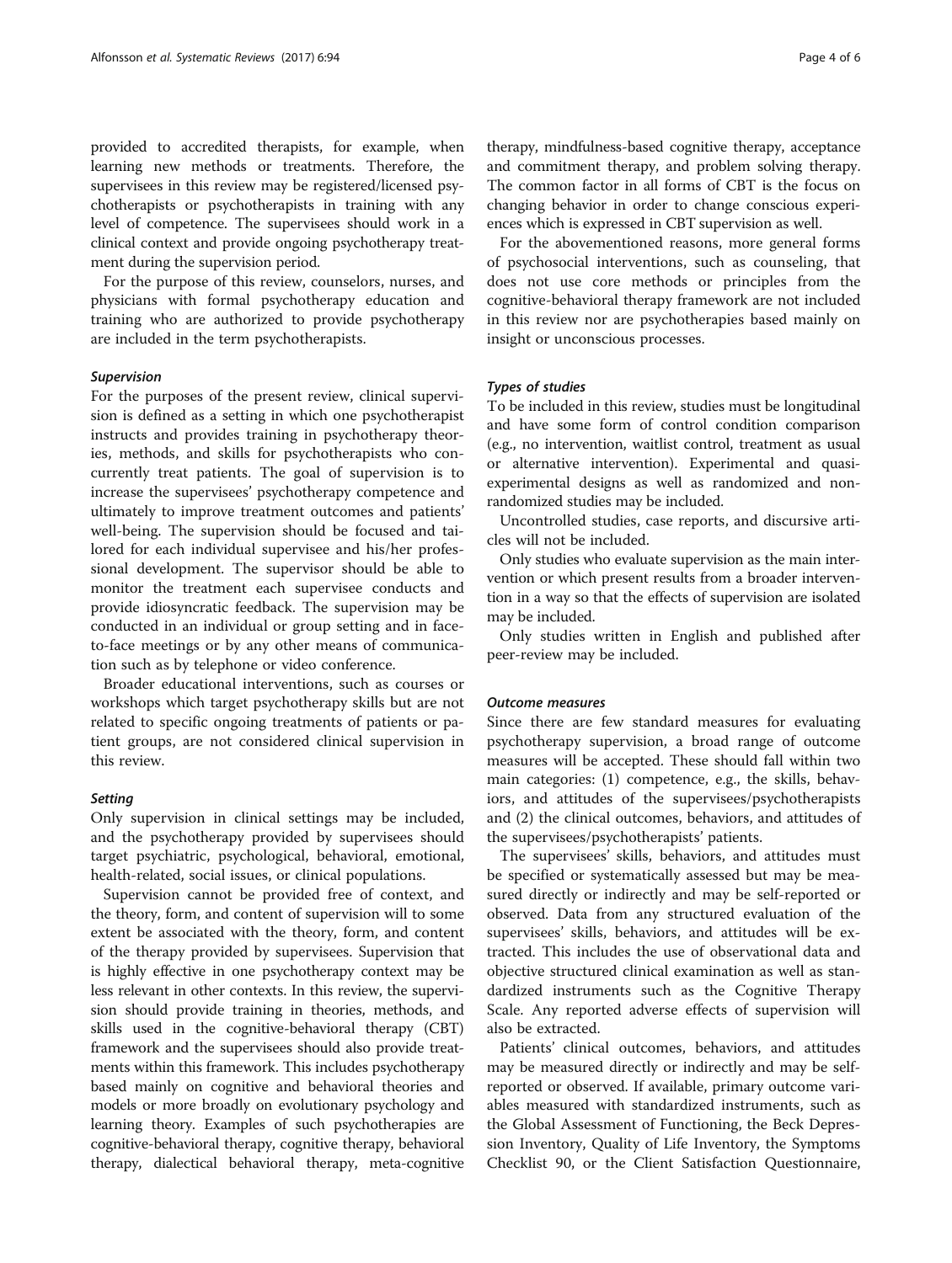provided to accredited therapists, for example, when learning new methods or treatments. Therefore, the supervisees in this review may be registered/licensed psychotherapists or psychotherapists in training with any level of competence. The supervisees should work in a clinical context and provide ongoing psychotherapy treatment during the supervision period.

For the purpose of this review, counselors, nurses, and physicians with formal psychotherapy education and training who are authorized to provide psychotherapy are included in the term psychotherapists.

#### *Supervision*

For the purposes of the present review, clinical supervision is defined as a setting in which one psychotherapist instructs and provides training in psychotherapy theories, methods, and skills for psychotherapists who concurrently treat patients. The goal of supervision is to increase the supervisees' psychotherapy competence and ultimately to improve treatment outcomes and patients' well-being. The supervision should be focused and tailored for each individual supervisee and his/her professional development. The supervisor should be able to monitor the treatment each supervisee conducts and provide idiosyncratic feedback. The supervision may be conducted in an individual or group setting and in face-to-face meetings or by any other means of communication such as by telephone or video conference.

Broader educational interventions, such as courses or workshops which target psychotherapy skills but are not related to specific ongoing treatments of patients or patient groups, are not considered clinical supervision in this review.

#### *Setting*

Only supervision in clinical settings may be included, and the psychotherapy provided by supervisees should target psychiatric, psychological, behavioral, emotional, health-related, social issues, or clinical populations.

Supervision cannot be provided free of context, and the theory, form, and content of supervision will to some extent be associated with the theory, form, and content of the therapy provided by supervisees. Supervision that is highly effective in one psychotherapy context may be less relevant in other contexts. In this review, the supervision should provide training in theories, methods, and skills used in the cognitive-behavioral therapy (CBT) framework and the supervisees should also provide treatments within this framework. This includes psychotherapy based mainly on cognitive and behavioral theories and models or more broadly on evolutionary psychology and learning theory. Examples of such psychotherapies are cognitive-behavioral therapy, cognitive therapy, behavioral therapy, dialectical behavioral therapy, meta-cognitive therapy, mindfulness-based cognitive therapy, acceptance and commitment therapy, and problem solving therapy. The common factor in all forms of CBT is the focus on changing behavior in order to change conscious experiences which is expressed in CBT supervision as well.

For the abovementioned reasons, more general forms of psychosocial interventions, such as counseling, that does not use core methods or principles from the cognitive-behavioral therapy framework are not included in this review nor are psychotherapies based mainly on insight or unconscious processes.

#### *Types of studies*

To be included in this review, studies must be longitudinal and have some form of control condition comparison (e.g., no intervention, waitlist control, treatment as usual or alternative intervention). Experimental and quasi-experimental designs as well as randomized and non-randomized studies may be included.

Uncontrolled studies, case reports, and discursive articles will not be included.

Only studies who evaluate supervision as the main intervention or which present results from a broader intervention in a way so that the effects of supervision are isolated may be included.

Only studies written in English and published after peer-review may be included.

#### *Outcome measures*

Since there are few standard measures for evaluating psychotherapy supervision, a broad range of outcome measures will be accepted. These should fall within two main categories: (1) competence, e.g., the skills, behaviors, and attitudes of the supervisees/psychotherapists and (2) the clinical outcomes, behaviors, and attitudes of the supervisees/psychotherapists' patients.

The supervisees' skills, behaviors, and attitudes must be specified or systematically assessed but may be measured directly or indirectly and may be self-reported or observed. Data from any structured evaluation of the supervisees' skills, behaviors, and attitudes will be extracted. This includes the use of observational data and objective structured clinical examination as well as standardized instruments such as the Cognitive Therapy Scale. Any reported adverse effects of supervision will also be extracted.

Patients' clinical outcomes, behaviors, and attitudes may be measured directly or indirectly and may be self-reported or observed. If available, primary outcome variables measured with standardized instruments, such as the Global Assessment of Functioning, the Beck Depression Inventory, Quality of Life Inventory, the Symptoms Checklist 90, or the Client Satisfaction Questionnaire,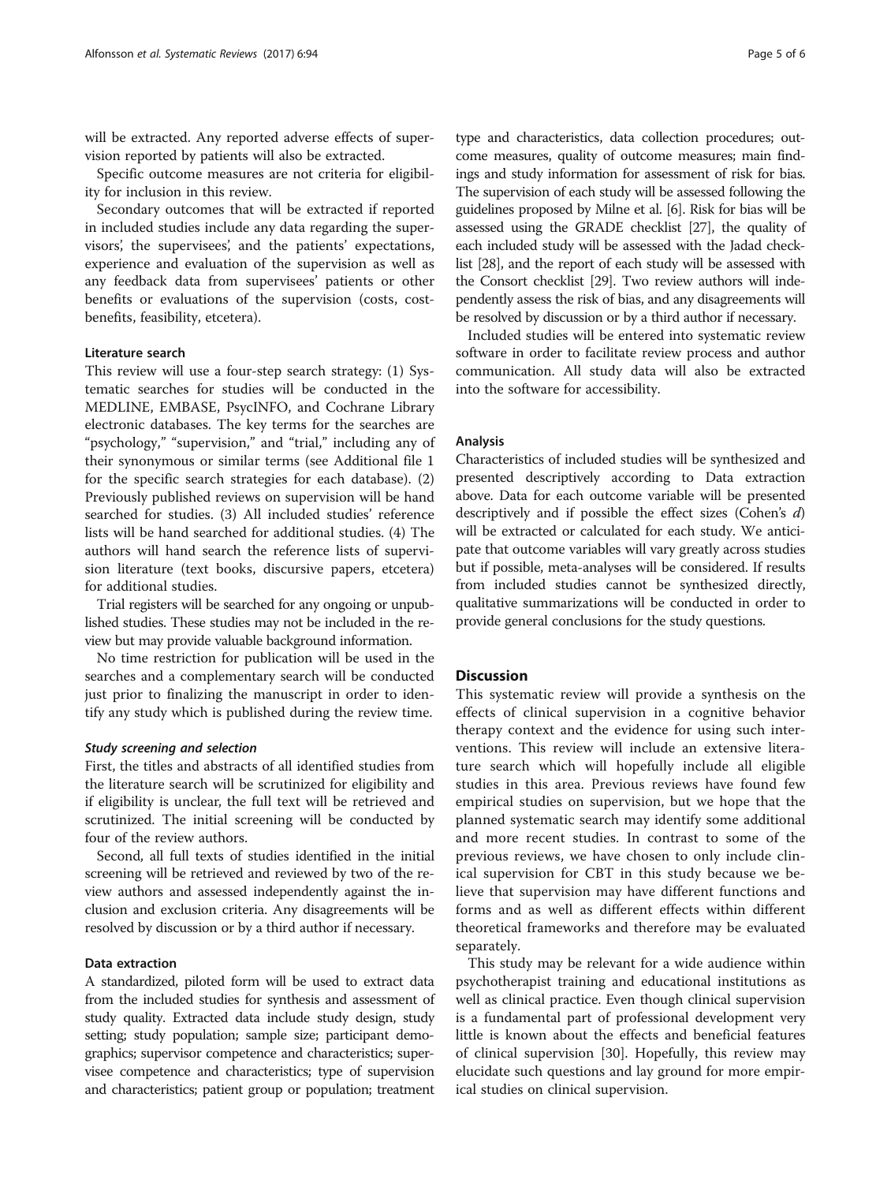will be extracted. Any reported adverse effects of supervision reported by patients will also be extracted.

Specific outcome measures are not criteria for eligibility for inclusion in this review.

Secondary outcomes that will be extracted if reported in included studies include any data regarding the supervisors', the supervisees', and the patients' expectations, experience and evaluation of the supervision as well as any feedback data from supervisees' patients or other benefits or evaluations of the supervision (costs, cost-benefits, feasibility, etcetera).

### Literature search

This review will use a four-step search strategy: (1) Systematic searches for studies will be conducted in the MEDLINE, EMBASE, PsycINFO, and Cochrane Library electronic databases. The key terms for the searches are "psychology," "supervision," and "trial," including any of their synonymous or similar terms (see Additional file 1 for the specific search strategies for each database). (2) Previously published reviews on supervision will be hand searched for studies. (3) All included studies' reference lists will be hand searched for additional studies. (4) The authors will hand search the reference lists of supervision literature (text books, discursive papers, etcetera) for additional studies.

Trial registers will be searched for any ongoing or unpublished studies. These studies may not be included in the review but may provide valuable background information.

No time restriction for publication will be used in the searches and a complementary search will be conducted just prior to finalizing the manuscript in order to identify any study which is published during the review time.

#### *Study screening and selection*

First, the titles and abstracts of all identified studies from the literature search will be scrutinized for eligibility and if eligibility is unclear, the full text will be retrieved and scrutinized. The initial screening will be conducted by four of the review authors.

Second, all full texts of studies identified in the initial screening will be retrieved and reviewed by two of the review authors and assessed independently against the inclusion and exclusion criteria. Any disagreements will be resolved by discussion or by a third author if necessary.

### Data extraction

A standardized, piloted form will be used to extract data from the included studies for synthesis and assessment of study quality. Extracted data include study design, study setting; study population; sample size; participant demographics; supervisor competence and characteristics; supervisee competence and characteristics; type of supervision and characteristics; patient group or population; treatment type and characteristics, data collection procedures; outcome measures, quality of outcome measures; main findings and study information for assessment of risk for bias. The supervision of each study will be assessed following the guidelines proposed by Milne et al. [6]. Risk for bias will be assessed using the GRADE checklist [27], the quality of each included study will be assessed with the Jadad checklist [28], and the report of each study will be assessed with the Consort checklist [29]. Two review authors will independently assess the risk of bias, and any disagreements will be resolved by discussion or by a third author if necessary.

Included studies will be entered into systematic review software in order to facilitate review process and author communication. All study data will also be extracted into the software for accessibility.

### Analysis

Characteristics of included studies will be synthesized and presented descriptively according to Data extraction above. Data for each outcome variable will be presented descriptively and if possible the effect sizes (Cohen's $d$) will be extracted or calculated for each study. We anticipate that outcome variables will vary greatly across studies but if possible, meta-analyses will be considered. If results from included studies cannot be synthesized directly, qualitative summarizations will be conducted in order to provide general conclusions for the study questions.

## Discussion

This systematic review will provide a synthesis on the effects of clinical supervision in a cognitive behavior therapy context and the evidence for using such interventions. This review will include an extensive literature search which will hopefully include all eligible studies in this area. Previous reviews have found few empirical studies on supervision, but we hope that the planned systematic search may identify some additional and more recent studies. In contrast to some of the previous reviews, we have chosen to only include clinical supervision for CBT in this study because we believe that supervision may have different functions and forms and as well as different effects within different theoretical frameworks and therefore may be evaluated separately.

This study may be relevant for a wide audience within psychotherapist training and educational institutions as well as clinical practice. Even though clinical supervision is a fundamental part of professional development very little is known about the effects and beneficial features of clinical supervision [30]. Hopefully, this review may elucidate such questions and lay ground for more empirical studies on clinical supervision.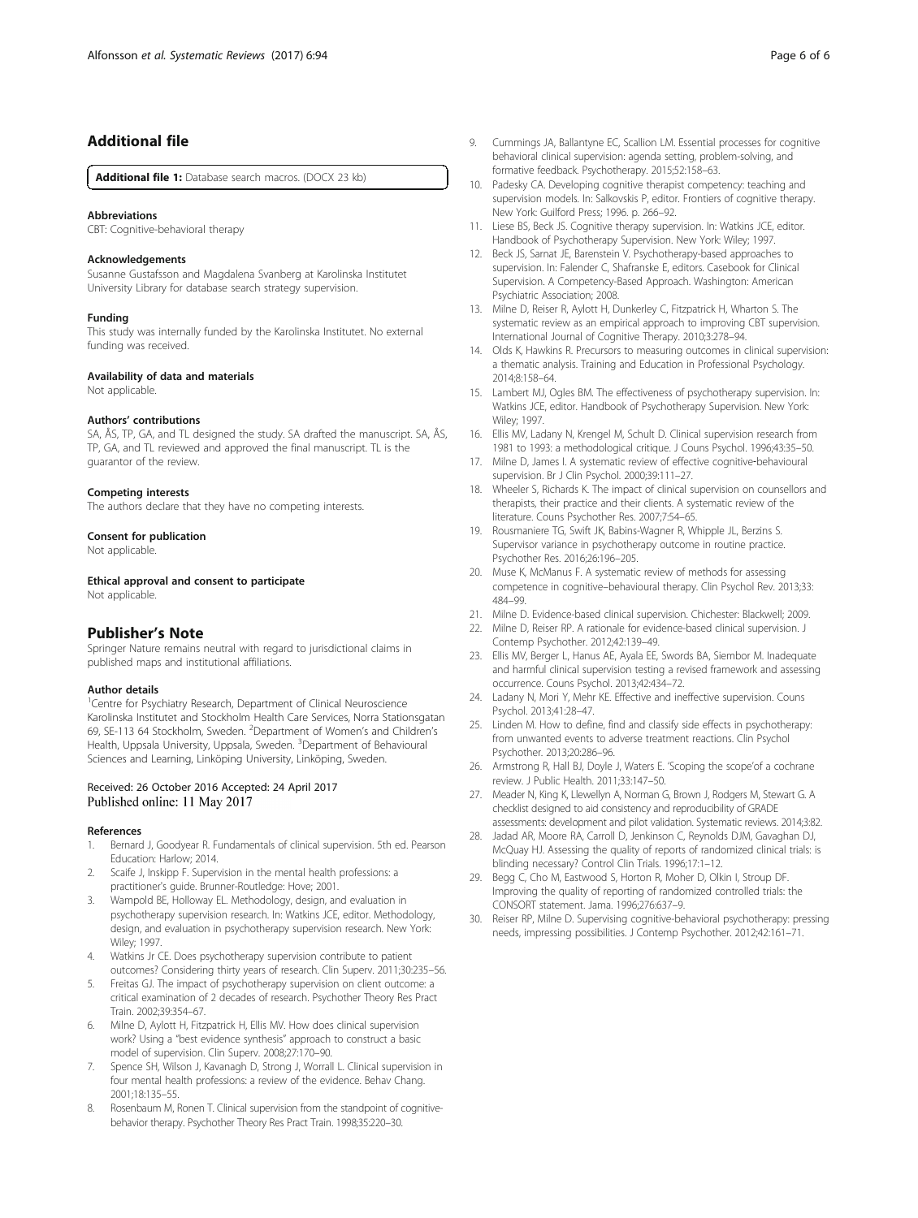## Additional file

**Additional file 1:** Database search macros. (DOCX 23 kb)

#### Abbreviations

CBT: Cognitive-behavioral therapy

#### Acknowledgements

Susanne Gustafsson and Magdalena Svanberg at Karolinska Institutet University Library for database search strategy supervision.

#### Funding

This study was internally funded by the Karolinska Institutet. No external funding was received.

#### Availability of data and materials

Not applicable.

#### Authors' contributions

SA, ÅS, TP, GA, and TL designed the study. SA drafted the manuscript. SA, ÅS, TP, GA, and TL reviewed and approved the final manuscript. TL is the guarantor of the review.

#### Competing interests

The authors declare that they have no competing interests.

#### Consent for publication

Not applicable.

#### Ethical approval and consent to participate

Not applicable.

## Publisher's Note

Springer Nature remains neutral with regard to jurisdictional claims in published maps and institutional affiliations.

#### Author details

[1]Centre for Psychiatry Research, Department of Clinical Neuroscience Karolinska Institutet and Stockholm Health Care Services, Norra Stationsgatan 69, SE-113 64 Stockholm, Sweden. [2]Department of Women's and Children's Health, Uppsala University, Uppsala, Sweden. [3]Department of Behavioural Sciences and Learning, Linköping University, Linköping, Sweden.

Received: 26 October 2016 Accepted: 24 April 2017
Published online: 11 May 2017

#### References

1. Bernard J, Goodyear R. Fundamentals of clinical supervision. 5th ed. Pearson Education: Harlow; 2014.
2. Scaife J, Inskipp F. Supervision in the mental health professions: a practitioner's guide. Brunner-Routledge: Hove; 2001.
3. Wampold BE, Holloway EL. Methodology, design, and evaluation in psychotherapy supervision research. In: Watkins JCE, editor. Methodology, design, and evaluation in psychotherapy supervision research. New York: Wiley; 1997.
4. Watkins Jr CE. Does psychotherapy supervision contribute to patient outcomes? Considering thirty years of research. Clin Superv. 2011;30:235–56.
5. Freitas GJ. The impact of psychotherapy supervision on client outcome: a critical examination of 2 decades of research. Psychother Theory Res Pract Train. 2002;39:354–67.
6. Milne D, Aylott H, Fitzpatrick H, Ellis MV. How does clinical supervision work? Using a "best evidence synthesis" approach to construct a basic model of supervision. Clin Superv. 2008;27:170–90.
7. Spence SH, Wilson J, Kavanagh D, Strong J, Worrall L. Clinical supervision in four mental health professions: a review of the evidence. Behav Chang. 2001;18:135–55.
8. Rosenbaum M, Ronen T. Clinical supervision from the standpoint of cognitive-behavior therapy. Psychother Theory Res Pract Train. 1998;35:220–30.
9. Cummings JA, Ballantyne EC, Scallion LM. Essential processes for cognitive behavioral clinical supervision: agenda setting, problem-solving, and formative feedback. Psychotherapy. 2015;52:158–63.
10. Padesky CA. Developing cognitive therapist competency: teaching and supervision models. In: Salkovskis P, editor. Frontiers of cognitive therapy. New York: Guilford Press; 1996. p. 266–92.
11. Liese BS, Beck JS. Cognitive therapy supervision. In: Watkins JCE, editor. Handbook of Psychotherapy Supervision. New York: Wiley; 1997.
12. Beck JS, Sarnat JE, Barenstein V. Psychotherapy-based approaches to supervision. In: Falender C, Shafranske E, editors. Casebook for Clinical Supervision. A Competency-Based Approach. Washington: American Psychiatric Association; 2008.
13. Milne D, Reiser R, Aylott H, Dunkerley C, Fitzpatrick H, Wharton S. The systematic review as an empirical approach to improving CBT supervision. International Journal of Cognitive Therapy. 2010;3:278–94.
14. Olds K, Hawkins R. Precursors to measuring outcomes in clinical supervision: a thematic analysis. Training and Education in Professional Psychology. 2014;8:158–64.
15. Lambert MJ, Ogles BM. The effectiveness of psychotherapy supervision. In: Watkins JCE, editor. Handbook of Psychotherapy Supervision. New York: Wiley; 1997.
16. Ellis MV, Ladany N, Krengel M, Schult D. Clinical supervision research from 1981 to 1993: a methodological critique. J Couns Psychol. 1996;43:35–50.
17. Milne D, James I. A systematic review of effective cognitive-behavioural supervision. Br J Clin Psychol. 2000;39:111–27.
18. Wheeler S, Richards K. The impact of clinical supervision on counsellors and therapists, their practice and their clients. A systematic review of the literature. Couns Psychother Res. 2007;7:54–65.
19. Rousmaniere TG, Swift JK, Babins-Wagner R, Whipple JL, Berzins S. Supervisor variance in psychotherapy outcome in routine practice. Psychother Res. 2016;26:196–205.
20. Muse K, McManus F. A systematic review of methods for assessing competence in cognitive–behavioural therapy. Clin Psychol Rev. 2013;33:484–99.
21. Milne D. Evidence-based clinical supervision. Chichester: Blackwell; 2009.
22. Milne D, Reiser RP. A rationale for evidence-based clinical supervision. J Contemp Psychother. 2012;42:139–49.
23. Ellis MV, Berger L, Hanus AE, Ayala EE, Swords BA, Siembor M. Inadequate and harmful clinical supervision testing a revised framework and assessing occurrence. Couns Psychol. 2013;42:434–72.
24. Ladany N, Mori Y, Mehr KE. Effective and ineffective supervision. Couns Psychol. 2013;41:28–47.
25. Linden M. How to define, find and classify side effects in psychotherapy: from unwanted events to adverse treatment reactions. Clin Psychol Psychother. 2013;20:286–96.
26. Armstrong R, Hall BJ, Doyle J, Waters E. 'Scoping the scope'of a cochrane review. J Public Health. 2011;33:147–50.
27. Meader N, King K, Llewellyn A, Norman G, Brown J, Rodgers M, Stewart G. A checklist designed to aid consistency and reproducibility of GRADE assessments: development and pilot validation. Systematic reviews. 2014;3:82.
28. Jadad AR, Moore RA, Carroll D, Jenkinson C, Reynolds DJM, Gavaghan DJ, McQuay HJ. Assessing the quality of reports of randomized clinical trials: is blinding necessary? Control Clin Trials. 1996;17:1–12.
29. Begg C, Cho M, Eastwood S, Horton R, Moher D, Olkin I, Stroup DF. Improving the quality of reporting of randomized controlled trials: the CONSORT statement. Jama. 1996;276:637–9.
30. Reiser RP, Milne D. Supervising cognitive-behavioral psychotherapy: pressing needs, impressing possibilities. J Contemp Psychother. 2012;42:161–71.